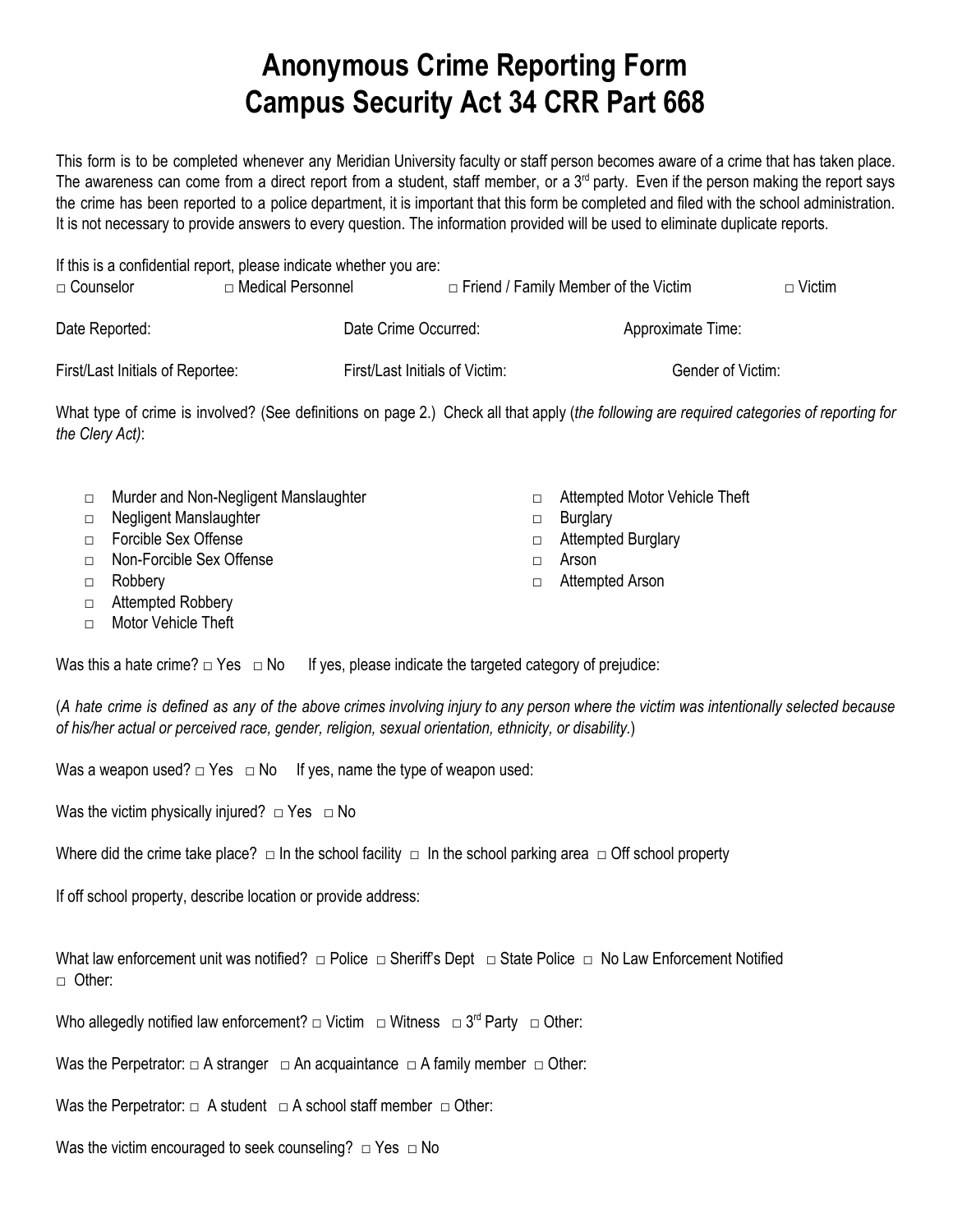# Anonymous Crime Reporting Form
# Campus Security Act 34 CRR Part 668

This form is to be completed whenever any Meridian University faculty or staff person becomes aware of a crime that has taken place. The awareness can come from a direct report from a student, staff member, or a 3rd party. Even if the person making the report says the crime has been reported to a police department, it is important that this form be completed and filed with the school administration. It is not necessary to provide answers to every question. The information provided will be used to eliminate duplicate reports.

If this is a confidential report, please indicate whether you are:

□ Counselor  □ Medical Personnel  □ Friend / Family Member of the Victim  □ Victim

Date Reported:  Date Crime Occurred:  Approximate Time:

First/Last Initials of Reportee:  First/Last Initials of Victim:  Gender of Victim:

What type of crime is involved? (See definitions on page 2.) Check all that apply (*the following are required categories of reporting for the Clery Act)*:

- □ Murder and Non-Negligent Manslaughter
- □ Negligent Manslaughter
- □ Forcible Sex Offense
- □ Non-Forcible Sex Offense
- □ Robbery
- □ Attempted Robbery
- □ Motor Vehicle Theft
- □ Attempted Motor Vehicle Theft
- □ Burglary
- □ Attempted Burglary
- □ Arson
- □ Attempted Arson

Was this a hate crime? □ Yes □ No  If yes, please indicate the targeted category of prejudice:

(*A hate crime is defined as any of the above crimes involving injury to any person where the victim was intentionally selected because of his/her actual or perceived race, gender, religion, sexual orientation, ethnicity, or disability.*)

Was a weapon used? □ Yes □ No  If yes, name the type of weapon used:

Was the victim physically injured? □ Yes □ No

Where did the crime take place? □ In the school facility □ In the school parking area □ Off school property

If off school property, describe location or provide address:

What law enforcement unit was notified? □ Police □ Sheriff's Dept □ State Police □ No Law Enforcement Notified □ Other:

Who allegedly notified law enforcement? □ Victim □ Witness □ 3rd Party □ Other:

Was the Perpetrator: □ A stranger □ An acquaintance □ A family member □ Other:

Was the Perpetrator: □ A student □ A school staff member □ Other:

Was the victim encouraged to seek counseling? □ Yes □ No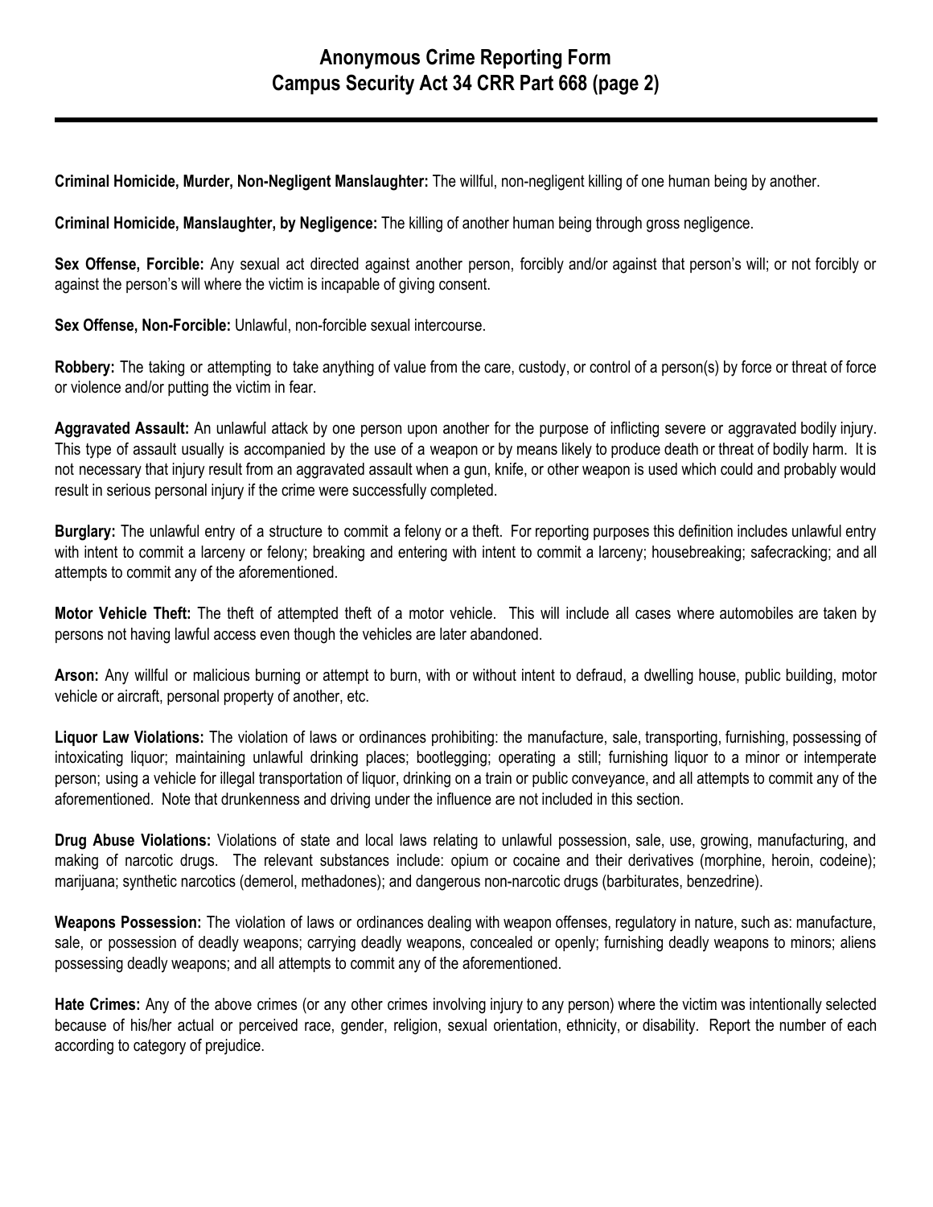# Anonymous Crime Reporting Form
# Campus Security Act 34 CRR Part 668 (page 2)

**Criminal Homicide, Murder, Non-Negligent Manslaughter:** The willful, non-negligent killing of one human being by another.

**Criminal Homicide, Manslaughter, by Negligence:** The killing of another human being through gross negligence.

**Sex Offense, Forcible:** Any sexual act directed against another person, forcibly and/or against that person's will; or not forcibly or against the person's will where the victim is incapable of giving consent.

**Sex Offense, Non-Forcible:** Unlawful, non-forcible sexual intercourse.

**Robbery:** The taking or attempting to take anything of value from the care, custody, or control of a person(s) by force or threat of force or violence and/or putting the victim in fear.

**Aggravated Assault:** An unlawful attack by one person upon another for the purpose of inflicting severe or aggravated bodily injury. This type of assault usually is accompanied by the use of a weapon or by means likely to produce death or threat of bodily harm. It is not necessary that injury result from an aggravated assault when a gun, knife, or other weapon is used which could and probably would result in serious personal injury if the crime were successfully completed.

**Burglary:** The unlawful entry of a structure to commit a felony or a theft. For reporting purposes this definition includes unlawful entry with intent to commit a larceny or felony; breaking and entering with intent to commit a larceny; housebreaking; safecracking; and all attempts to commit any of the aforementioned.

**Motor Vehicle Theft:** The theft of attempted theft of a motor vehicle. This will include all cases where automobiles are taken by persons not having lawful access even though the vehicles are later abandoned.

**Arson:** Any willful or malicious burning or attempt to burn, with or without intent to defraud, a dwelling house, public building, motor vehicle or aircraft, personal property of another, etc.

**Liquor Law Violations:** The violation of laws or ordinances prohibiting: the manufacture, sale, transporting, furnishing, possessing of intoxicating liquor; maintaining unlawful drinking places; bootlegging; operating a still; furnishing liquor to a minor or intemperate person; using a vehicle for illegal transportation of liquor, drinking on a train or public conveyance, and all attempts to commit any of the aforementioned. Note that drunkenness and driving under the influence are not included in this section.

**Drug Abuse Violations:** Violations of state and local laws relating to unlawful possession, sale, use, growing, manufacturing, and making of narcotic drugs. The relevant substances include: opium or cocaine and their derivatives (morphine, heroin, codeine); marijuana; synthetic narcotics (demerol, methadones); and dangerous non-narcotic drugs (barbiturates, benzedrine).

**Weapons Possession:** The violation of laws or ordinances dealing with weapon offenses, regulatory in nature, such as: manufacture, sale, or possession of deadly weapons; carrying deadly weapons, concealed or openly; furnishing deadly weapons to minors; aliens possessing deadly weapons; and all attempts to commit any of the aforementioned.

**Hate Crimes:** Any of the above crimes (or any other crimes involving injury to any person) where the victim was intentionally selected because of his/her actual or perceived race, gender, religion, sexual orientation, ethnicity, or disability. Report the number of each according to category of prejudice.